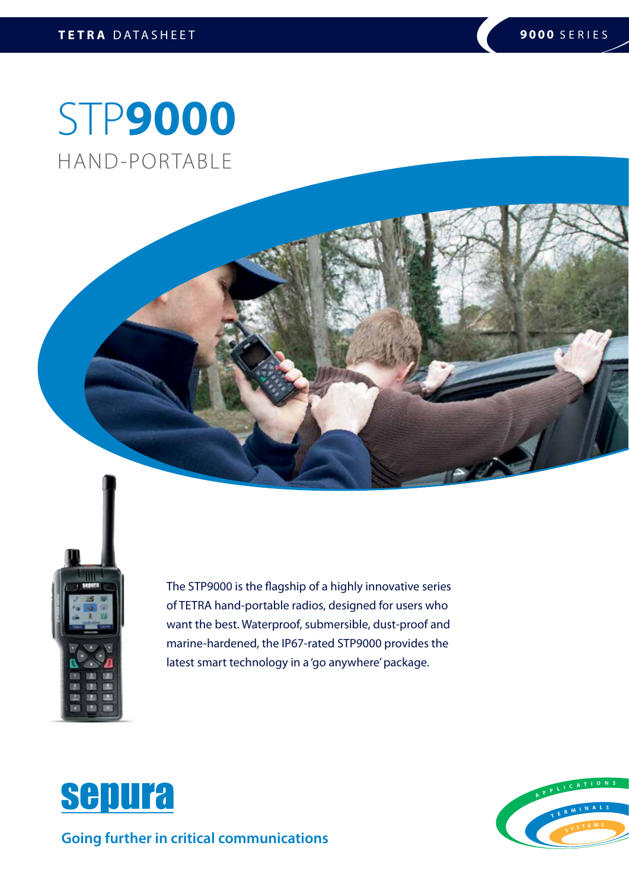TETRA DATASHEET

9000 SERIES

# STP9000

## HAND-PORTABLE

The STP9000 is the flagship of a highly innovative series of TETRA hand-portable radios, designed for users who want the best. Waterproof, submersible, dust-proof and marine-hardened, the IP67-rated STP9000 provides the latest smart technology in a 'go anywhere' package.

sepura

**Going further in critical communications**

APPLICATIONS TERMINALS SYSTEMS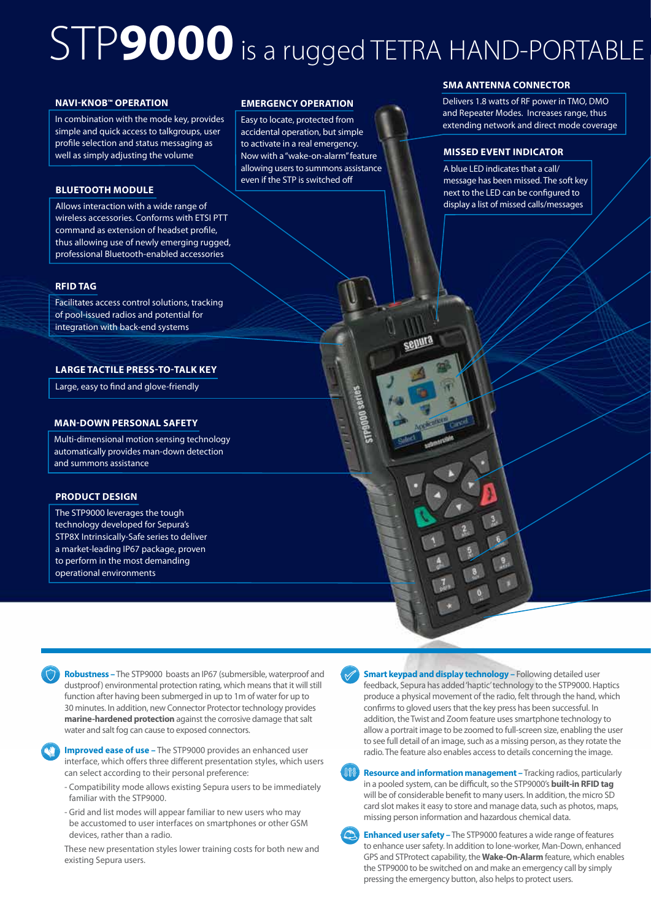# STP**9000** is a rugged TETRA HAND-PORTABLE

### NAVI-KNOB™ OPERATION

In combination with the mode key, provides simple and quick access to talkgroups, user profile selection and status messaging as well as simply adjusting the volume

### BLUETOOTH MODULE

Allows interaction with a wide range of wireless accessories. Conforms with ETSI PTT command as extension of headset profile, thus allowing use of newly emerging rugged, professional Bluetooth-enabled accessories

### RFID TAG

Facilitates access control solutions, tracking of pool-issued radios and potential for integration with back-end systems

### LARGE TACTILE PRESS-TO-TALK KEY

Large, easy to find and glove-friendly

### MAN-DOWN PERSONAL SAFETY

Multi-dimensional motion sensing technology automatically provides man-down detection and summons assistance

### PRODUCT DESIGN

The STP9000 leverages the tough technology developed for Sepura's STP8X Intrinsically-Safe series to deliver a market-leading IP67 package, proven to perform in the most demanding operational environments

### EMERGENCY OPERATION

Easy to locate, protected from accidental operation, but simple to activate in a real emergency. Now with a "wake-on-alarm" feature allowing users to summons assistance even if the STP is switched off

### SMA ANTENNA CONNECTOR

Delivers 1.8 watts of RF power in TMO, DMO and Repeater Modes. Increases range, thus extending network and direct mode coverage

### MISSED EVENT INDICATOR

A blue LED indicates that a call/message has been missed. The soft key next to the LED can be configured to display a list of missed calls/messages

**Robustness –** The STP9000 boasts an IP67 (submersible, waterproof and dustproof) environmental protection rating, which means that it will still function after having been submerged in up to 1m of water for up to 30 minutes. In addition, new Connector Protector technology provides **marine-hardened protection** against the corrosive damage that salt water and salt fog can cause to exposed connectors.

**Improved ease of use –** The STP9000 provides an enhanced user interface, which offers three different presentation styles, which users can select according to their personal preference:

- Compatibility mode allows existing Sepura users to be immediately familiar with the STP9000.
- Grid and list modes will appear familiar to new users who may be accustomed to user interfaces on smartphones or other GSM devices, rather than a radio.

These new presentation styles lower training costs for both new and existing Sepura users.

**Smart keypad and display technology –** Following detailed user feedback, Sepura has added 'haptic' technology to the STP9000. Haptics produce a physical movement of the radio, felt through the hand, which confirms to gloved users that the key press has been successful. In addition, the Twist and Zoom feature uses smartphone technology to allow a portrait image to be zoomed to full-screen size, enabling the user to see full detail of an image, such as a missing person, as they rotate the radio. The feature also enables access to details concerning the image.

**Resource and information management –** Tracking radios, particularly in a pooled system, can be difficult, so the STP9000's **built-in RFID tag** will be of considerable benefit to many users. In addition, the micro SD card slot makes it easy to store and manage data, such as photos, maps, missing person information and hazardous chemical data.

**Enhanced user safety –** The STP9000 features a wide range of features to enhance user safety. In addition to lone-worker, Man-Down, enhanced GPS and STProtect capability, the **Wake-On-Alarm** feature, which enables the STP9000 to be switched on and make an emergency call by simply pressing the emergency button, also helps to protect users.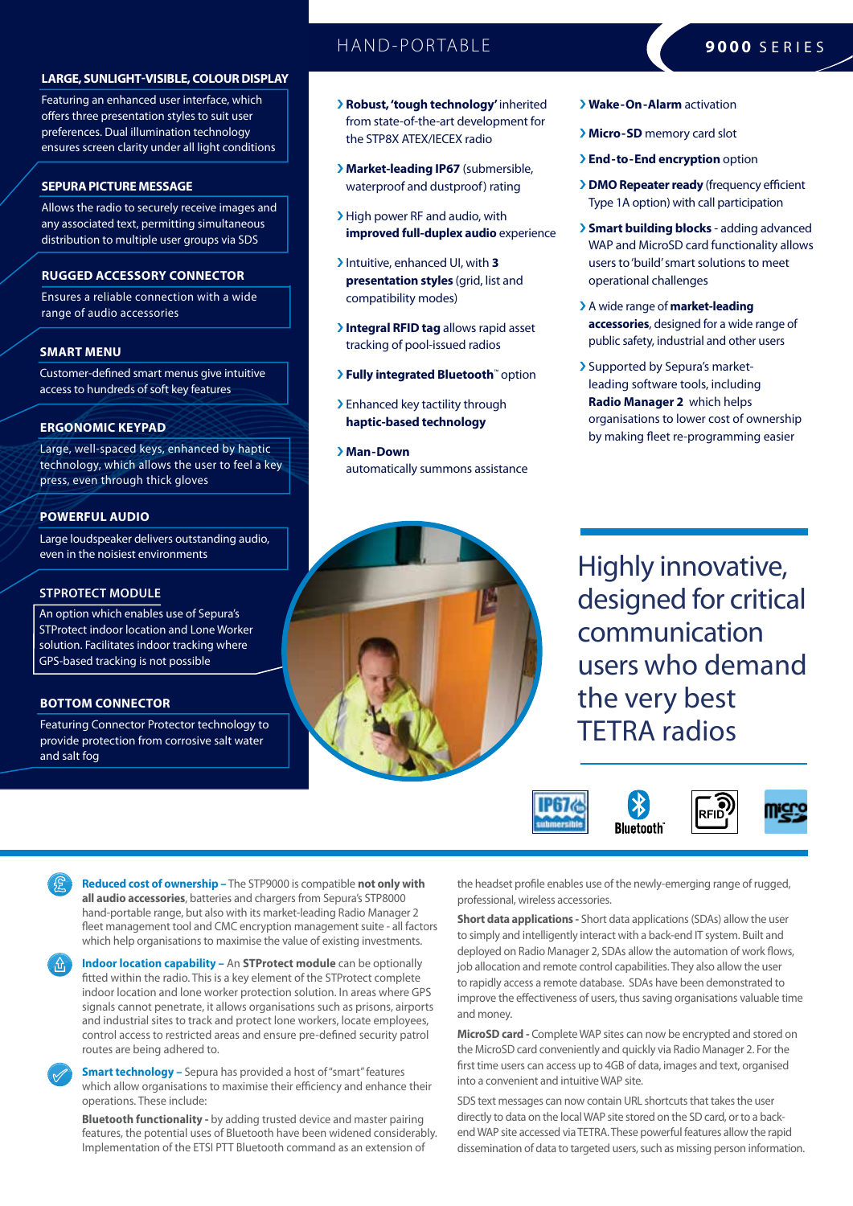# HAND-PORTABLE

## 9000 SERIES

### LARGE, SUNLIGHT-VISIBLE, COLOUR DISPLAY

Featuring an enhanced user interface, which offers three presentation styles to suit user preferences. Dual illumination technology ensures screen clarity under all light conditions

### SEPURA PICTURE MESSAGE

Allows the radio to securely receive images and any associated text, permitting simultaneous distribution to multiple user groups via SDS

### RUGGED ACCESSORY CONNECTOR

Ensures a reliable connection with a wide range of audio accessories

### SMART MENU

Customer-defined smart menus give intuitive access to hundreds of soft key features

### ERGONOMIC KEYPAD

Large, well-spaced keys, enhanced by haptic technology, which allows the user to feel a key press, even through thick gloves

### POWERFUL AUDIO

Large loudspeaker delivers outstanding audio, even in the noisiest environments

### STPROTECT MODULE

An option which enables use of Sepura's STProtect indoor location and Lone Worker solution. Facilitates indoor tracking where GPS-based tracking is not possible

### BOTTOM CONNECTOR

Featuring Connector Protector technology to provide protection from corrosive salt water and salt fog

- **Robust, 'tough technology'** inherited from state-of-the-art development for the STP8X ATEX/IECEX radio
- **Market-leading IP67** (submersible, waterproof and dustproof) rating
- High power RF and audio, with **improved full-duplex audio** experience
- Intuitive, enhanced UI, with **3 presentation styles** (grid, list and compatibility modes)
- **Integral RFID tag** allows rapid asset tracking of pool-issued radios
- **Fully integrated Bluetooth**™ option
- Enhanced key tactility through **haptic-based technology**
- **Man-Down** automatically summons assistance
- **Wake-On-Alarm** activation
- **Micro-SD** memory card slot
- **End-to-End encryption** option
- **DMO Repeater ready** (frequency efficient Type 1A option) with call participation
- **Smart building blocks** - adding advanced WAP and MicroSD card functionality allows users to 'build' smart solutions to meet operational challenges
- A wide range of **market-leading accessories**, designed for a wide range of public safety, industrial and other users
- Supported by Sepura's market-leading software tools, including **Radio Manager 2** which helps organisations to lower cost of ownership by making fleet re-programming easier

## Highly innovative, designed for critical communication users who demand the very best TETRA radios

**Reduced cost of ownership –** The STP9000 is compatible **not only with all audio accessories**, batteries and chargers from Sepura's STP8000 hand-portable range, but also with its market-leading Radio Manager 2 fleet management tool and CMC encryption management suite - all factors which help organisations to maximise the value of existing investments.

**Indoor location capability –** An **STProtect module** can be optionally fitted within the radio. This is a key element of the STProtect complete indoor location and lone worker protection solution. In areas where GPS signals cannot penetrate, it allows organisations such as prisons, airports and industrial sites to track and protect lone workers, locate employees, control access to restricted areas and ensure pre-defined security patrol routes are being adhered to.

**Smart technology –** Sepura has provided a host of "smart" features which allow organisations to maximise their efficiency and enhance their operations. These include:

**Bluetooth functionality -** by adding trusted device and master pairing features, the potential uses of Bluetooth have been widened considerably. Implementation of the ETSI PTT Bluetooth command as an extension of the headset profile enables use of the newly-emerging range of rugged, professional, wireless accessories.

**Short data applications -** Short data applications (SDAs) allow the user to simply and intelligently interact with a back-end IT system. Built and deployed on Radio Manager 2, SDAs allow the automation of work flows, job allocation and remote control capabilities. They also allow the user to rapidly access a remote database. SDAs have been demonstrated to improve the effectiveness of users, thus saving organisations valuable time and money.

**MicroSD card -** Complete WAP sites can now be encrypted and stored on the MicroSD card conveniently and quickly via Radio Manager 2. For the first time users can access up to 4GB of data, images and text, organised into a convenient and intuitive WAP site.

SDS text messages can now contain URL shortcuts that takes the user directly to data on the local WAP site stored on the SD card, or to a back-end WAP site accessed via TETRA. These powerful features allow the rapid dissemination of data to targeted users, such as missing person information.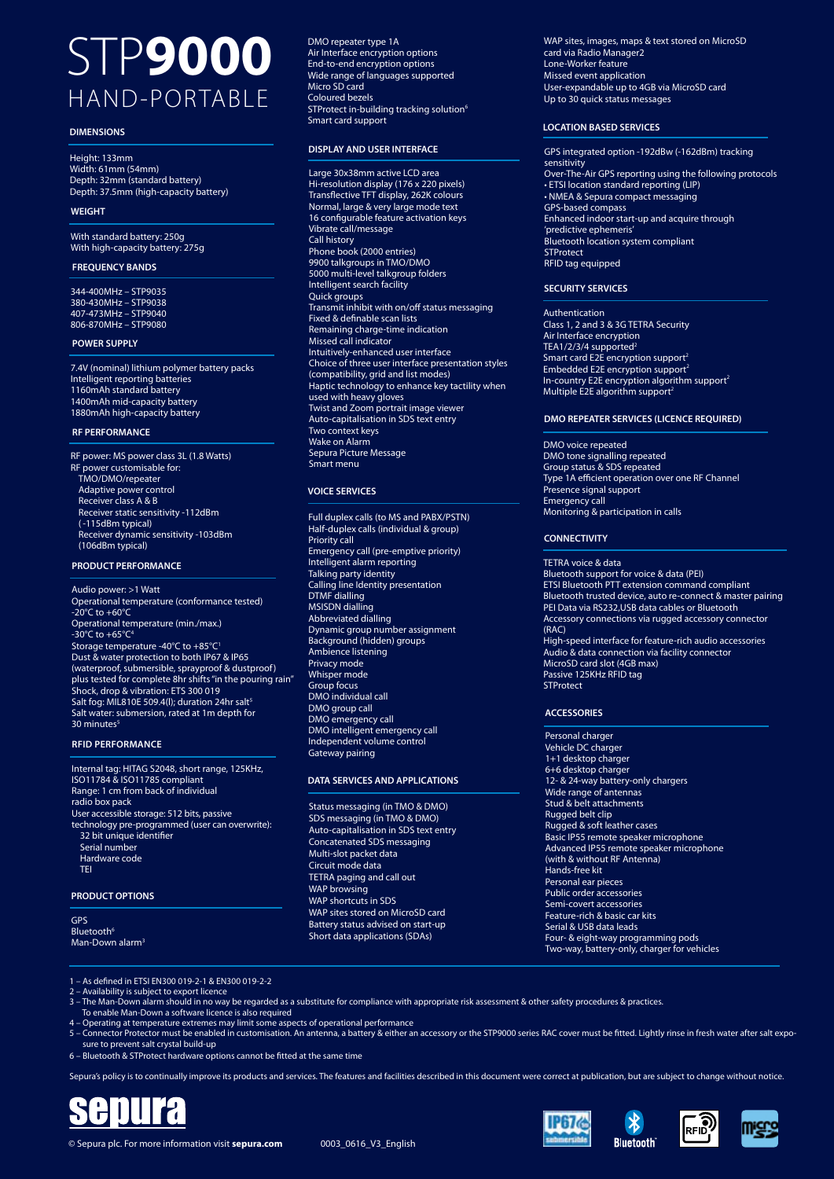# STP9000 HAND-PORTABLE

## DIMENSIONS

Height: 133mm
Width: 61mm (54mm)
Depth: 32mm (standard battery)
Depth: 37.5mm (high-capacity battery)

## WEIGHT

With standard battery: 250g
With high-capacity battery: 275g

## FREQUENCY BANDS

344-400MHz – STP9035
380-430MHz – STP9038
407-473MHz – STP9040
806-870MHz – STP9080

## POWER SUPPLY

7.4V (nominal) lithium polymer battery packs
Intelligent reporting batteries
1160mAh standard battery
1400mAh mid-capacity battery
1880mAh high-capacity battery

## RF PERFORMANCE

RF power: MS power class 3L (1.8 Watts)
RF power customisable for:
- TMO/DMO/repeater
- Adaptive power control
- Receiver class A & B
- Receiver static sensitivity -112dBm (-115dBm typical)
- Receiver dynamic sensitivity -103dBm (106dBm typical)

## PRODUCT PERFORMANCE

Audio power: >1 Watt
Operational temperature (conformance tested) -20°C to +60°C
Operational temperature (min./max.) -30°C to +65°C[4]
Storage temperature -40°C to +85°C[1]
Dust & water protection to both IP67 & IP65 (waterproof, submersible, sprayproof & dustproof) plus tested for complete 8hr shifts "in the pouring rain"
Shock, drop & vibration: ETS 300 019
Salt fog: MIL810E 509.4(I); duration 24hr salt[5]
Salt water: submersion, rated at 1m depth for 30 minutes[5]

## RFID PERFORMANCE

Internal tag: HITAG S2048, short range, 125KHz, ISO11784 & ISO11785 compliant
Range: 1 cm from back of individual radio box pack
User accessible storage: 512 bits, passive technology pre-programmed (user can overwrite):
- 32 bit unique identifier
- Serial number
- Hardware code
- TEI

## PRODUCT OPTIONS

GPS
Bluetooth[6]
Man-Down alarm[3]

DMO repeater type 1A
Air Interface encryption options
End-to-end encryption options
Wide range of languages supported
Micro SD card
Coloured bezels
STProtect in-building tracking solution[6]
Smart card support

## DISPLAY AND USER INTERFACE

Large 30x38mm active LCD area
Hi-resolution display (176 x 220 pixels)
Transflective TFT display, 262K colours
Normal, large & very large mode text
16 configurable feature activation keys
Vibrate call/message
Call history
Phone book (2000 entries)
9900 talkgroups in TMO/DMO
5000 multi-level talkgroup folders
Intelligent search facility
Quick groups
Transmit inhibit with on/off status messaging
Fixed & definable scan lists
Remaining charge-time indication
Missed call indicator
Intuitively-enhanced user interface
Choice of three user interface presentation styles (compatibility, grid and list modes)
Haptic technology to enhance key tactility when used with heavy gloves
Twist and Zoom portrait image viewer
Auto-capitalisation in SDS text entry
Two context keys
Wake on Alarm
Sepura Picture Message
Smart menu

## VOICE SERVICES

Full duplex calls (to MS and PABX/PSTN)
Half-duplex calls (individual & group)
Priority call
Emergency call (pre-emptive priority)
Intelligent alarm reporting
Talking party identity
Calling line Identity presentation
DTMF dialling
MSISDN dialling
Abbreviated dialling
Dynamic group number assignment
Background (hidden) groups
Ambience listening
Privacy mode
Whisper mode
Group focus
DMO individual call
DMO group call
DMO emergency call
DMO intelligent emergency call
Independent volume control
Gateway pairing

## DATA SERVICES AND APPLICATIONS

Status messaging (in TMO & DMO)
SDS messaging (in TMO & DMO)
Auto-capitalisation in SDS text entry
Concatenated SDS messaging
Multi-slot packet data
Circuit mode data
TETRA paging and call out
WAP browsing
WAP shortcuts in SDS
WAP sites stored on MicroSD card
Battery status advised on start-up
Short data applications (SDAs)
WAP sites, images, maps & text stored on MicroSD card via Radio Manager2
Lone-Worker feature
Missed event application
User-expandable up to 4GB via MicroSD card
Up to 30 quick status messages

## LOCATION BASED SERVICES

GPS integrated option -192dBw (-162dBm) tracking sensitivity
Over-The-Air GPS reporting using the following protocols
- ETSI location standard reporting (LIP)
- NMEA & Sepura compact messaging

GPS-based compass
Enhanced indoor start-up and acquire through 'predictive ephemeris'
Bluetooth location system compliant
STProtect
RFID tag equipped

## SECURITY SERVICES

Authentication
Class 1, 2 and 3 & 3G TETRA Security
Air Interface encryption
TEA1/2/3/4 supported[2]
Smart card E2E encryption support[2]
Embedded E2E encryption support[2]
In-country E2E encryption algorithm support[2]
Multiple E2E algorithm support[2]

## DMO REPEATER SERVICES (LICENCE REQUIRED)

DMO voice repeated
DMO tone signalling repeated
Group status & SDS repeated
Type 1A efficient operation over one RF Channel
Presence signal support
Emergency call
Monitoring & participation in calls

## CONNECTIVITY

TETRA voice & data
Bluetooth support for voice & data (PEI)
ETSI Bluetooth PTT extension command compliant
Bluetooth trusted device, auto re-connect & master pairing
PEI Data via RS232,USB data cables or Bluetooth
Accessory connections via rugged accessory connector (RAC)
High-speed interface for feature-rich audio accessories
Audio & data connection via facility connector
MicroSD card slot (4GB max)
Passive 125KHz RFID tag
STProtect

## ACCESSORIES

Personal charger
Vehicle DC charger
1+1 desktop charger
6+6 desktop charger
12- & 24-way battery-only chargers
Wide range of antennas
Stud & belt attachments
Rugged belt clip
Rugged & soft leather cases
Basic IP55 remote speaker microphone
Advanced IP55 remote speaker microphone (with & without RF Antenna)
Hands-free kit
Personal ear pieces
Public order accessories
Semi-covert accessories
Feature-rich & basic car kits
Serial & USB data leads
Four- & eight-way programming pods
Two-way, battery-only, charger for vehicles

1 – As defined in ETSI EN300 019-2-1 & EN300 019-2-2
2 – Availability is subject to export licence
3 – The Man-Down alarm should in no way be regarded as a substitute for compliance with appropriate risk assessment & other safety procedures & practices. To enable Man-Down a software licence is also required
4 – Operating at temperature extremes may limit some aspects of operational performance
5 – Connector Protector must be enabled in customisation. An antenna, a battery & either an accessory or the STP9000 series RAC cover must be fitted. Lightly rinse in fresh water after salt exposure to prevent salt crystal build-up
6 – Bluetooth & STProtect hardware options cannot be fitted at the same time

Sepura's policy is to continually improve its products and services. The features and facilities described in this document were correct at publication, but are subject to change without notice.

sepura

© Sepura plc. For more information visit **sepura.com**

0003_0616_V3_English